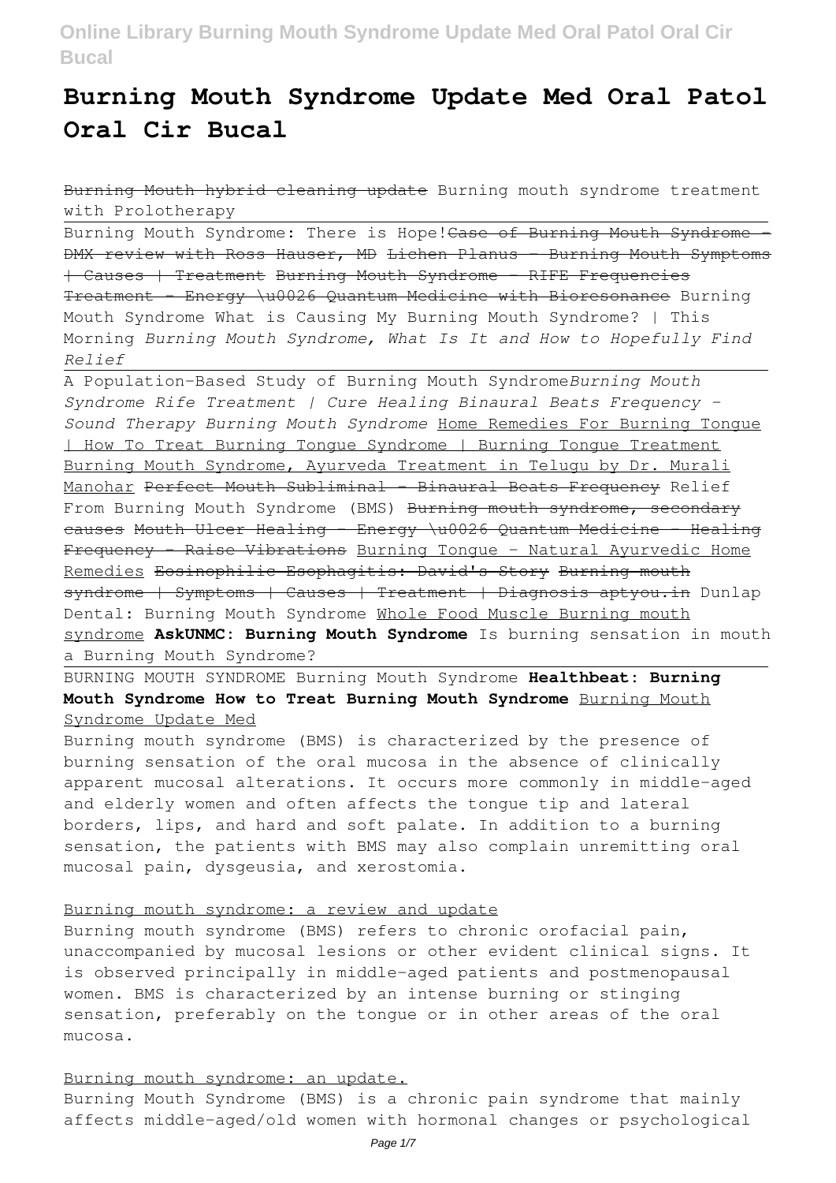# Burning Mouth Syndrome Update Med Oral Patol Oral Cir Bucal

Burning Mouth hybrid cleaning update Burning mouth syndrome treatment with Prolotherapy

Burning Mouth Syndrome: There is Hope! Case of Burning Mouth Syndrome - DMX review with Ross Hauser, MD Lichen Planus - Burning Mouth Symptoms | Causes | Treatment Burning Mouth Syndrome - RIFE Frequencies Treatment - Energy \u0026 Quantum Medicine with Bioresonance Burning Mouth Syndrome What is Causing My Burning Mouth Syndrome? | This Morning *Burning Mouth Syndrome, What Is It and How to Hopefully Find Relief*

A Population-Based Study of Burning Mouth Syndrome *Burning Mouth Syndrome Rife Treatment | Cure Healing Binaural Beats Frequency - Sound Therapy Burning Mouth Syndrome* Home Remedies For Burning Tongue | How To Treat Burning Tongue Syndrome | Burning Tongue Treatment Burning Mouth Syndrome, Ayurveda Treatment in Telugu by Dr. Murali Manohar Perfect Mouth Subliminal - Binaural Beats Frequency Relief From Burning Mouth Syndrome (BMS) Burning mouth syndrome, secondary causes Mouth Ulcer Healing - Energy \u0026 Quantum Medicine - Healing Frequency - Raise Vibrations Burning Tongue - Natural Ayurvedic Home Remedies Eosinophilic Esophagitis: David's Story Burning mouth syndrome | Symptoms | Causes | Treatment | Diagnosis aptyou.in Dunlap Dental: Burning Mouth Syndrome Whole Food Muscle Burning mouth syndrome **AskUNMC: Burning Mouth Syndrome** Is burning sensation in mouth a Burning Mouth Syndrome?

BURNING MOUTH SYNDROME Burning Mouth Syndrome **Healthbeat: Burning Mouth Syndrome How to Treat Burning Mouth Syndrome** Burning Mouth Syndrome Update Med

Burning mouth syndrome (BMS) is characterized by the presence of burning sensation of the oral mucosa in the absence of clinically apparent mucosal alterations. It occurs more commonly in middle-aged and elderly women and often affects the tongue tip and lateral borders, lips, and hard and soft palate. In addition to a burning sensation, the patients with BMS may also complain unremitting oral mucosal pain, dysgeusia, and xerostomia.

Burning mouth syndrome: a review and update

Burning mouth syndrome (BMS) refers to chronic orofacial pain, unaccompanied by mucosal lesions or other evident clinical signs. It is observed principally in middle-aged patients and postmenopausal women. BMS is characterized by an intense burning or stinging sensation, preferably on the tongue or in other areas of the oral mucosa.

Burning mouth syndrome: an update.

Burning Mouth Syndrome (BMS) is a chronic pain syndrome that mainly affects middle-aged/old women with hormonal changes or psychological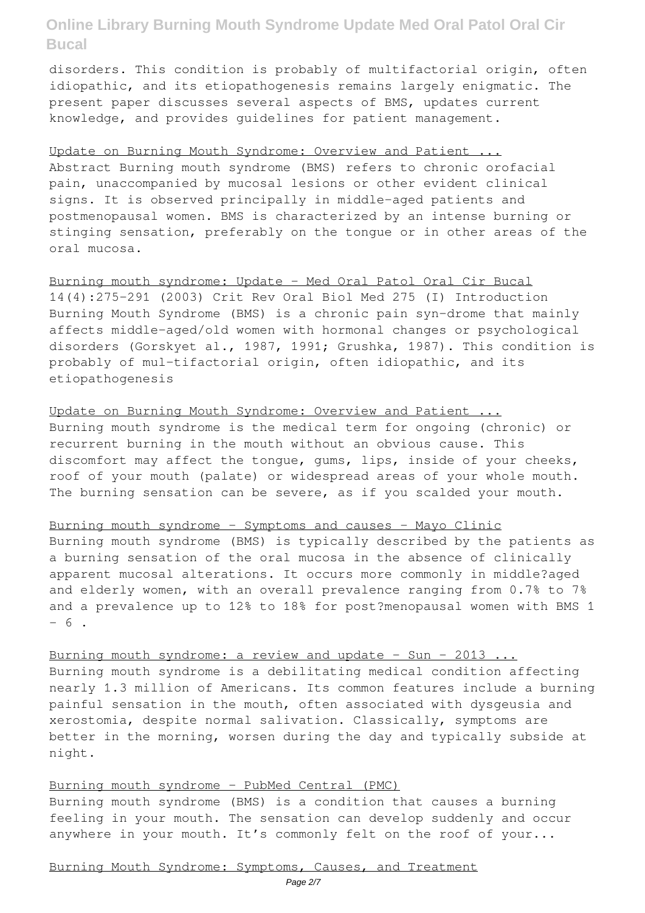disorders. This condition is probably of multifactorial origin, often idiopathic, and its etiopathogenesis remains largely enigmatic. The present paper discusses several aspects of BMS, updates current knowledge, and provides guidelines for patient management.

Update on Burning Mouth Syndrome: Overview and Patient ...

Abstract Burning mouth syndrome (BMS) refers to chronic orofacial pain, unaccompanied by mucosal lesions or other evident clinical signs. It is observed principally in middle-aged patients and postmenopausal women. BMS is characterized by an intense burning or stinging sensation, preferably on the tongue or in other areas of the oral mucosa.

Burning mouth syndrome: Update - Med Oral Patol Oral Cir Bucal

14(4):275-291 (2003) Crit Rev Oral Biol Med 275 (I) Introduction Burning Mouth Syndrome (BMS) is a chronic pain syn-drome that mainly affects middle-aged/old women with hormonal changes or psychological disorders (Gorskyet al., 1987, 1991; Grushka, 1987). This condition is probably of mul-tifactorial origin, often idiopathic, and its etiopathogenesis

Update on Burning Mouth Syndrome: Overview and Patient ...

Burning mouth syndrome is the medical term for ongoing (chronic) or recurrent burning in the mouth without an obvious cause. This discomfort may affect the tongue, gums, lips, inside of your cheeks, roof of your mouth (palate) or widespread areas of your whole mouth. The burning sensation can be severe, as if you scalded your mouth.

Burning mouth syndrome - Symptoms and causes - Mayo Clinic

Burning mouth syndrome (BMS) is typically described by the patients as a burning sensation of the oral mucosa in the absence of clinically apparent mucosal alterations. It occurs more commonly in middle?aged and elderly women, with an overall prevalence ranging from 0.7% to 7% and a prevalence up to 12% to 18% for post?menopausal women with BMS 1 - 6 .

Burning mouth syndrome: a review and update - Sun - 2013 ...

Burning mouth syndrome is a debilitating medical condition affecting nearly 1.3 million of Americans. Its common features include a burning painful sensation in the mouth, often associated with dysgeusia and xerostomia, despite normal salivation. Classically, symptoms are better in the morning, worsen during the day and typically subside at night.

Burning mouth syndrome - PubMed Central (PMC)

Burning mouth syndrome (BMS) is a condition that causes a burning feeling in your mouth. The sensation can develop suddenly and occur anywhere in your mouth. It's commonly felt on the roof of your...

Burning Mouth Syndrome: Symptoms, Causes, and Treatment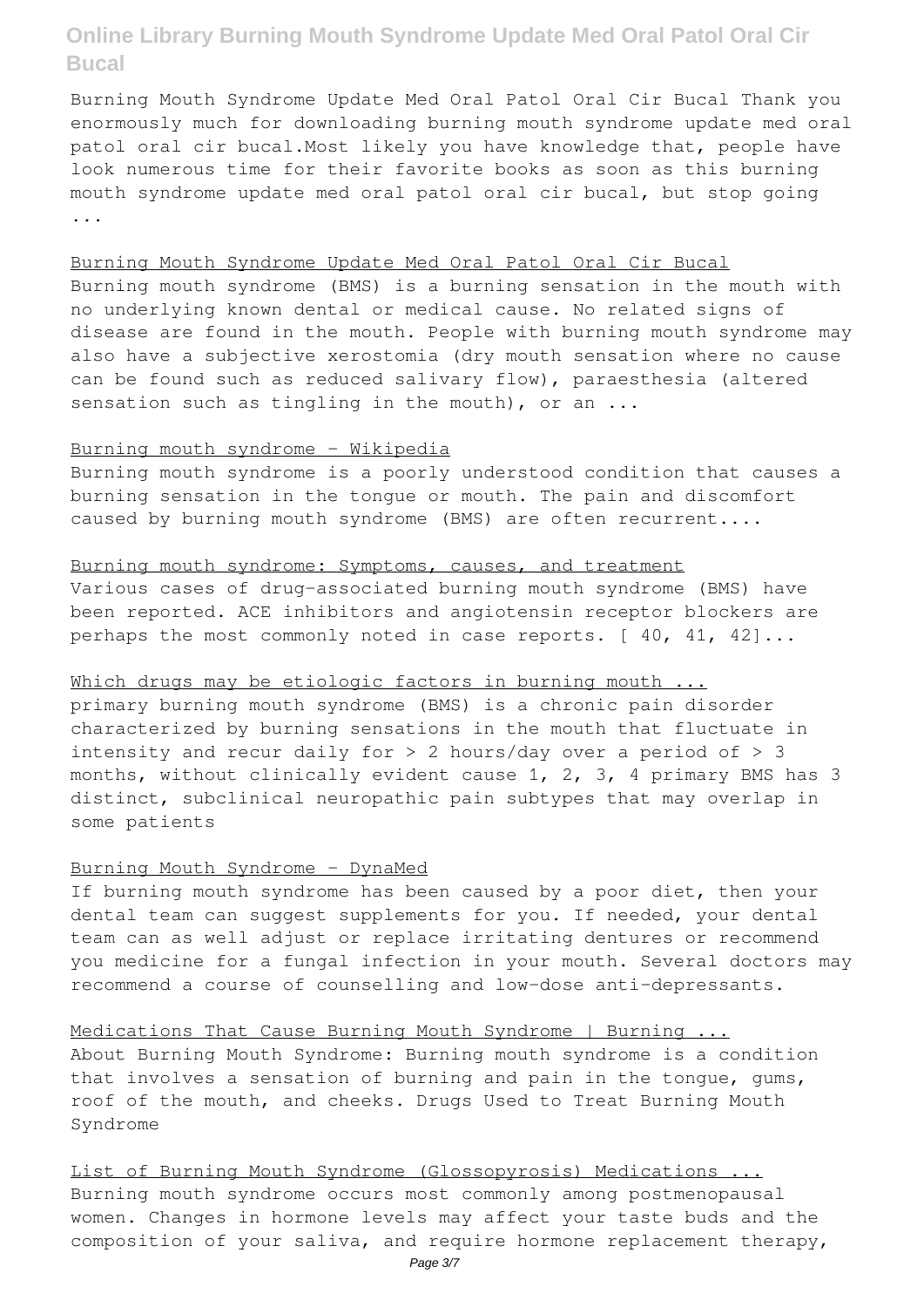Burning Mouth Syndrome Update Med Oral Patol Oral Cir Bucal Thank you enormously much for downloading burning mouth syndrome update med oral patol oral cir bucal.Most likely you have knowledge that, people have look numerous time for their favorite books as soon as this burning mouth syndrome update med oral patol oral cir bucal, but stop going ...

Burning Mouth Syndrome Update Med Oral Patol Oral Cir Bucal

Burning mouth syndrome (BMS) is a burning sensation in the mouth with no underlying known dental or medical cause. No related signs of disease are found in the mouth. People with burning mouth syndrome may also have a subjective xerostomia (dry mouth sensation where no cause can be found such as reduced salivary flow), paraesthesia (altered sensation such as tingling in the mouth), or an ...

Burning mouth syndrome - Wikipedia

Burning mouth syndrome is a poorly understood condition that causes a burning sensation in the tongue or mouth. The pain and discomfort caused by burning mouth syndrome (BMS) are often recurrent....

Burning mouth syndrome: Symptoms, causes, and treatment

Various cases of drug-associated burning mouth syndrome (BMS) have been reported. ACE inhibitors and angiotensin receptor blockers are perhaps the most commonly noted in case reports. [ 40, 41, 42]...

Which drugs may be etiologic factors in burning mouth ...

primary burning mouth syndrome (BMS) is a chronic pain disorder characterized by burning sensations in the mouth that fluctuate in intensity and recur daily for > 2 hours/day over a period of > 3 months, without clinically evident cause 1, 2, 3, 4 primary BMS has 3 distinct, subclinical neuropathic pain subtypes that may overlap in some patients

Burning Mouth Syndrome - DynaMed

If burning mouth syndrome has been caused by a poor diet, then your dental team can suggest supplements for you. If needed, your dental team can as well adjust or replace irritating dentures or recommend you medicine for a fungal infection in your mouth. Several doctors may recommend a course of counselling and low-dose anti-depressants.

Medications That Cause Burning Mouth Syndrome | Burning ...

About Burning Mouth Syndrome: Burning mouth syndrome is a condition that involves a sensation of burning and pain in the tongue, gums, roof of the mouth, and cheeks. Drugs Used to Treat Burning Mouth Syndrome

List of Burning Mouth Syndrome (Glossopyrosis) Medications ...

Burning mouth syndrome occurs most commonly among postmenopausal women. Changes in hormone levels may affect your taste buds and the composition of your saliva, and require hormone replacement therapy,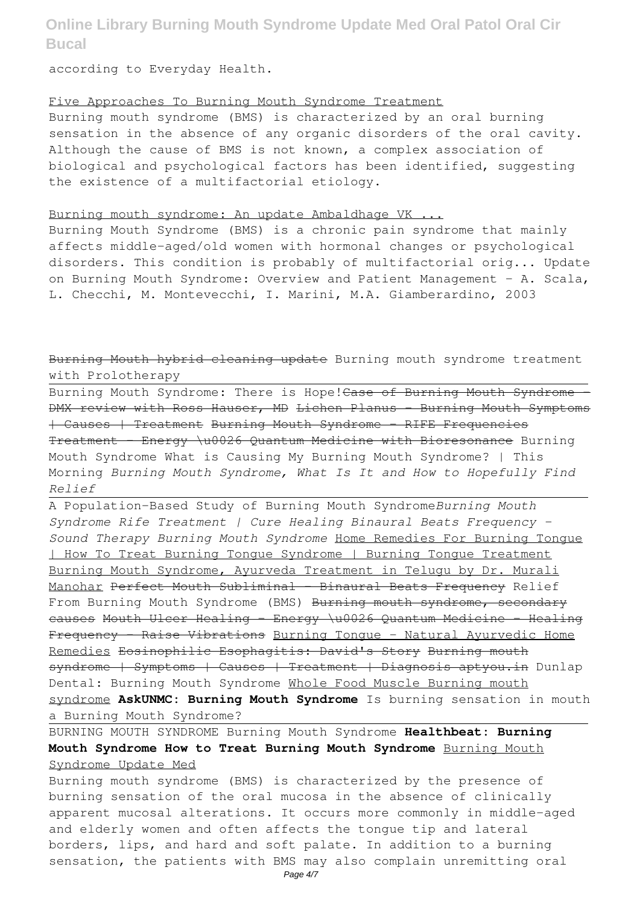according to Everyday Health.

Five Approaches To Burning Mouth Syndrome Treatment

Burning mouth syndrome (BMS) is characterized by an oral burning sensation in the absence of any organic disorders of the oral cavity. Although the cause of BMS is not known, a complex association of biological and psychological factors has been identified, suggesting the existence of a multifactorial etiology.

Burning mouth syndrome: An update Ambaldhage VK ...

Burning Mouth Syndrome (BMS) is a chronic pain syndrome that mainly affects middle-aged/old women with hormonal changes or psychological disorders. This condition is probably of multifactorial orig... Update on Burning Mouth Syndrome: Overview and Patient Management - A. Scala, L. Checchi, M. Montevecchi, I. Marini, M.A. Giamberardino, 2003

~~Burning Mouth hybrid cleaning update~~ Burning mouth syndrome treatment with Prolotherapy

Burning Mouth Syndrome: There is Hope! ~~Case of Burning Mouth Syndrome - DMX review with Ross Hauser, MD~~ ~~Lichen Planus - Burning Mouth Symptoms | Causes | Treatment~~ ~~Burning Mouth Syndrome - RIFE Frequencies Treatment - Energy \u0026 Quantum Medicine with Bioresonance~~ Burning Mouth Syndrome What is Causing My Burning Mouth Syndrome? | This Morning *Burning Mouth Syndrome, What Is It and How to Hopefully Find Relief*

A Population-Based Study of Burning Mouth Syndrome *Burning Mouth Syndrome Rife Treatment | Cure Healing Binaural Beats Frequency - Sound Therapy Burning Mouth Syndrome* Home Remedies For Burning Tongue | How To Treat Burning Tongue Syndrome | Burning Tongue Treatment Burning Mouth Syndrome, Ayurveda Treatment in Telugu by Dr. Murali Manohar ~~Perfect Mouth Subliminal - Binaural Beats Frequency~~ Relief From Burning Mouth Syndrome (BMS) ~~Burning mouth syndrome, secondary causes~~ ~~Mouth Ulcer Healing - Energy \u0026 Quantum Medicine - Healing Frequency - Raise Vibrations~~ Burning Tongue - Natural Ayurvedic Home Remedies ~~Eosinophilic Esophagitis: David's Story~~ ~~Burning mouth syndrome | Symptoms | Causes | Treatment | Diagnosis aptyou.in~~ Dunlap Dental: Burning Mouth Syndrome Whole Food Muscle Burning mouth syndrome **AskUNMC: Burning Mouth Syndrome** Is burning sensation in mouth a Burning Mouth Syndrome?

BURNING MOUTH SYNDROME Burning Mouth Syndrome **Healthbeat: Burning Mouth Syndrome How to Treat Burning Mouth Syndrome** Burning Mouth Syndrome Update Med

Burning mouth syndrome (BMS) is characterized by the presence of burning sensation of the oral mucosa in the absence of clinically apparent mucosal alterations. It occurs more commonly in middle-aged and elderly women and often affects the tongue tip and lateral borders, lips, and hard and soft palate. In addition to a burning sensation, the patients with BMS may also complain unremitting oral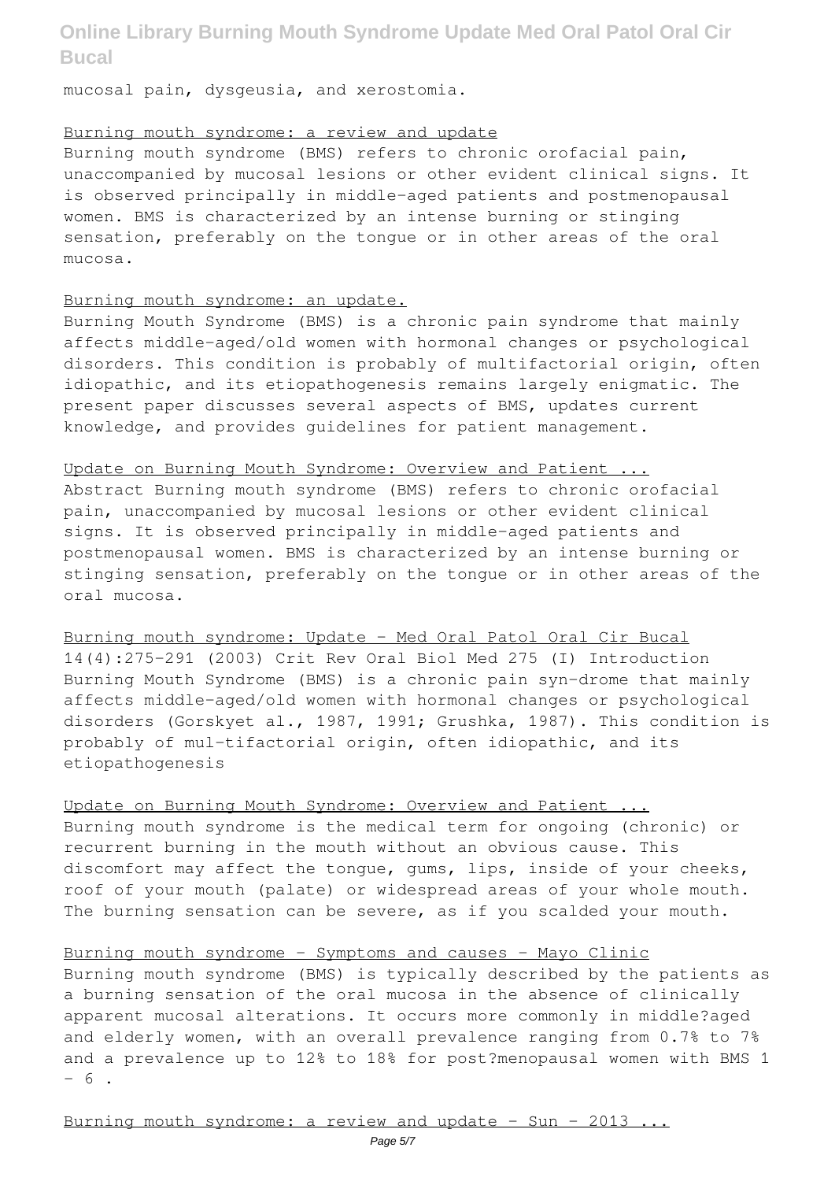mucosal pain, dysgeusia, and xerostomia.

Burning mouth syndrome: a review and update

Burning mouth syndrome (BMS) refers to chronic orofacial pain, unaccompanied by mucosal lesions or other evident clinical signs. It is observed principally in middle-aged patients and postmenopausal women. BMS is characterized by an intense burning or stinging sensation, preferably on the tongue or in other areas of the oral mucosa.

Burning mouth syndrome: an update.

Burning Mouth Syndrome (BMS) is a chronic pain syndrome that mainly affects middle-aged/old women with hormonal changes or psychological disorders. This condition is probably of multifactorial origin, often idiopathic, and its etiopathogenesis remains largely enigmatic. The present paper discusses several aspects of BMS, updates current knowledge, and provides guidelines for patient management.

Update on Burning Mouth Syndrome: Overview and Patient ...

Abstract Burning mouth syndrome (BMS) refers to chronic orofacial pain, unaccompanied by mucosal lesions or other evident clinical signs. It is observed principally in middle-aged patients and postmenopausal women. BMS is characterized by an intense burning or stinging sensation, preferably on the tongue or in other areas of the oral mucosa.

Burning mouth syndrome: Update - Med Oral Patol Oral Cir Bucal

14(4):275-291 (2003) Crit Rev Oral Biol Med 275 (I) Introduction Burning Mouth Syndrome (BMS) is a chronic pain syn-drome that mainly affects middle-aged/old women with hormonal changes or psychological disorders (Gorskyet al., 1987, 1991; Grushka, 1987). This condition is probably of mul-tifactorial origin, often idiopathic, and its etiopathogenesis

Update on Burning Mouth Syndrome: Overview and Patient ...

Burning mouth syndrome is the medical term for ongoing (chronic) or recurrent burning in the mouth without an obvious cause. This discomfort may affect the tongue, gums, lips, inside of your cheeks, roof of your mouth (palate) or widespread areas of your whole mouth. The burning sensation can be severe, as if you scalded your mouth.

Burning mouth syndrome - Symptoms and causes - Mayo Clinic

Burning mouth syndrome (BMS) is typically described by the patients as a burning sensation of the oral mucosa in the absence of clinically apparent mucosal alterations. It occurs more commonly in middle?aged and elderly women, with an overall prevalence ranging from 0.7% to 7% and a prevalence up to 12% to 18% for post?menopausal women with BMS 1 - 6 .

Burning mouth syndrome: a review and update - Sun - 2013 ...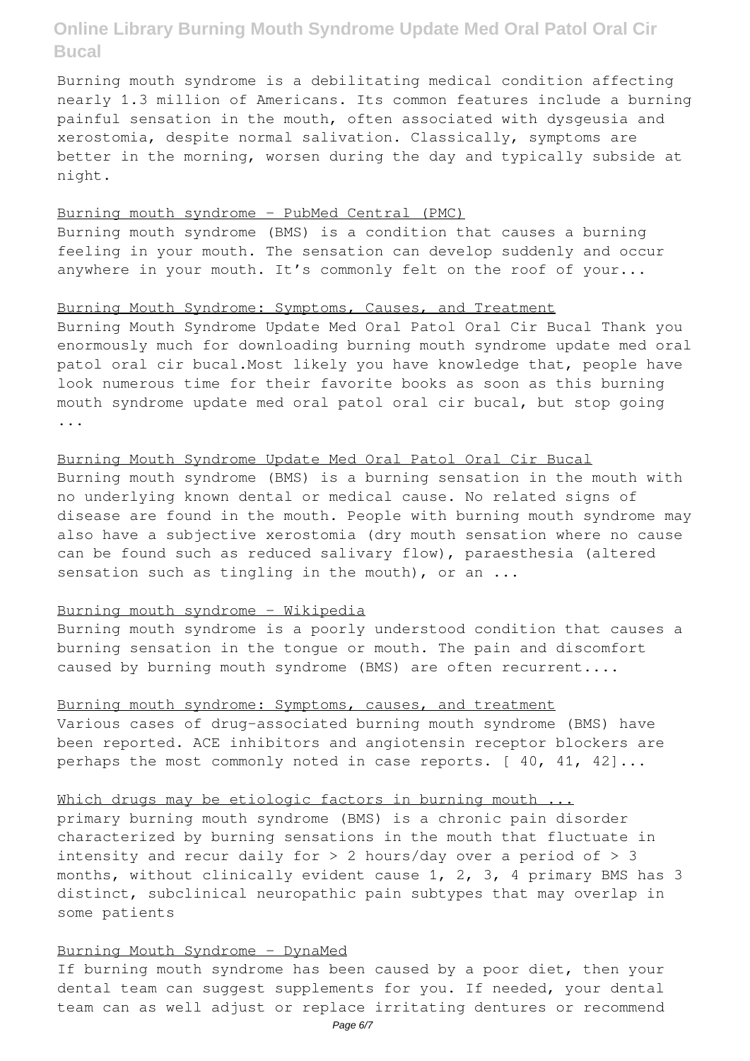Burning mouth syndrome is a debilitating medical condition affecting nearly 1.3 million of Americans. Its common features include a burning painful sensation in the mouth, often associated with dysgeusia and xerostomia, despite normal salivation. Classically, symptoms are better in the morning, worsen during the day and typically subside at night.

Burning mouth syndrome - PubMed Central (PMC)

Burning mouth syndrome (BMS) is a condition that causes a burning feeling in your mouth. The sensation can develop suddenly and occur anywhere in your mouth. It's commonly felt on the roof of your...

Burning Mouth Syndrome: Symptoms, Causes, and Treatment

Burning Mouth Syndrome Update Med Oral Patol Oral Cir Bucal Thank you enormously much for downloading burning mouth syndrome update med oral patol oral cir bucal.Most likely you have knowledge that, people have look numerous time for their favorite books as soon as this burning mouth syndrome update med oral patol oral cir bucal, but stop going ...

Burning Mouth Syndrome Update Med Oral Patol Oral Cir Bucal

Burning mouth syndrome (BMS) is a burning sensation in the mouth with no underlying known dental or medical cause. No related signs of disease are found in the mouth. People with burning mouth syndrome may also have a subjective xerostomia (dry mouth sensation where no cause can be found such as reduced salivary flow), paraesthesia (altered sensation such as tingling in the mouth), or an ...

Burning mouth syndrome - Wikipedia

Burning mouth syndrome is a poorly understood condition that causes a burning sensation in the tongue or mouth. The pain and discomfort caused by burning mouth syndrome (BMS) are often recurrent....

Burning mouth syndrome: Symptoms, causes, and treatment

Various cases of drug-associated burning mouth syndrome (BMS) have been reported. ACE inhibitors and angiotensin receptor blockers are perhaps the most commonly noted in case reports. [ 40, 41, 42]...

Which drugs may be etiologic factors in burning mouth ...

primary burning mouth syndrome (BMS) is a chronic pain disorder characterized by burning sensations in the mouth that fluctuate in intensity and recur daily for > 2 hours/day over a period of > 3 months, without clinically evident cause 1, 2, 3, 4 primary BMS has 3 distinct, subclinical neuropathic pain subtypes that may overlap in some patients

Burning Mouth Syndrome - DynaMed

If burning mouth syndrome has been caused by a poor diet, then your dental team can suggest supplements for you. If needed, your dental team can as well adjust or replace irritating dentures or recommend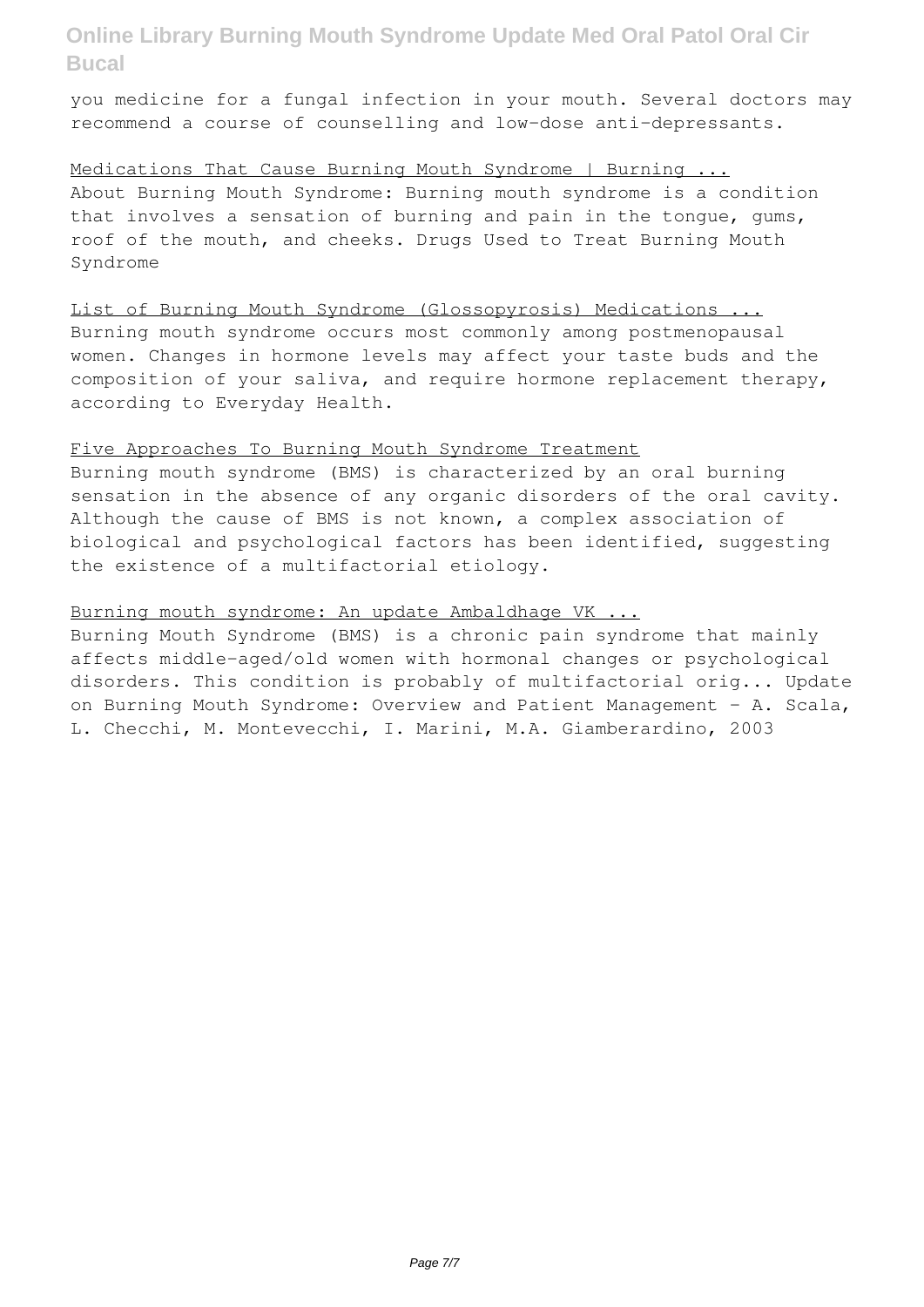you medicine for a fungal infection in your mouth. Several doctors may recommend a course of counselling and low-dose anti-depressants.

Medications That Cause Burning Mouth Syndrome | Burning ...

About Burning Mouth Syndrome: Burning mouth syndrome is a condition that involves a sensation of burning and pain in the tongue, gums, roof of the mouth, and cheeks. Drugs Used to Treat Burning Mouth Syndrome

List of Burning Mouth Syndrome (Glossopyrosis) Medications ...

Burning mouth syndrome occurs most commonly among postmenopausal women. Changes in hormone levels may affect your taste buds and the composition of your saliva, and require hormone replacement therapy, according to Everyday Health.

Five Approaches To Burning Mouth Syndrome Treatment

Burning mouth syndrome (BMS) is characterized by an oral burning sensation in the absence of any organic disorders of the oral cavity. Although the cause of BMS is not known, a complex association of biological and psychological factors has been identified, suggesting the existence of a multifactorial etiology.

Burning mouth syndrome: An update Ambaldhage VK ...

Burning Mouth Syndrome (BMS) is a chronic pain syndrome that mainly affects middle-aged/old women with hormonal changes or psychological disorders. This condition is probably of multifactorial orig... Update on Burning Mouth Syndrome: Overview and Patient Management - A. Scala, L. Checchi, M. Montevecchi, I. Marini, M.A. Giamberardino, 2003